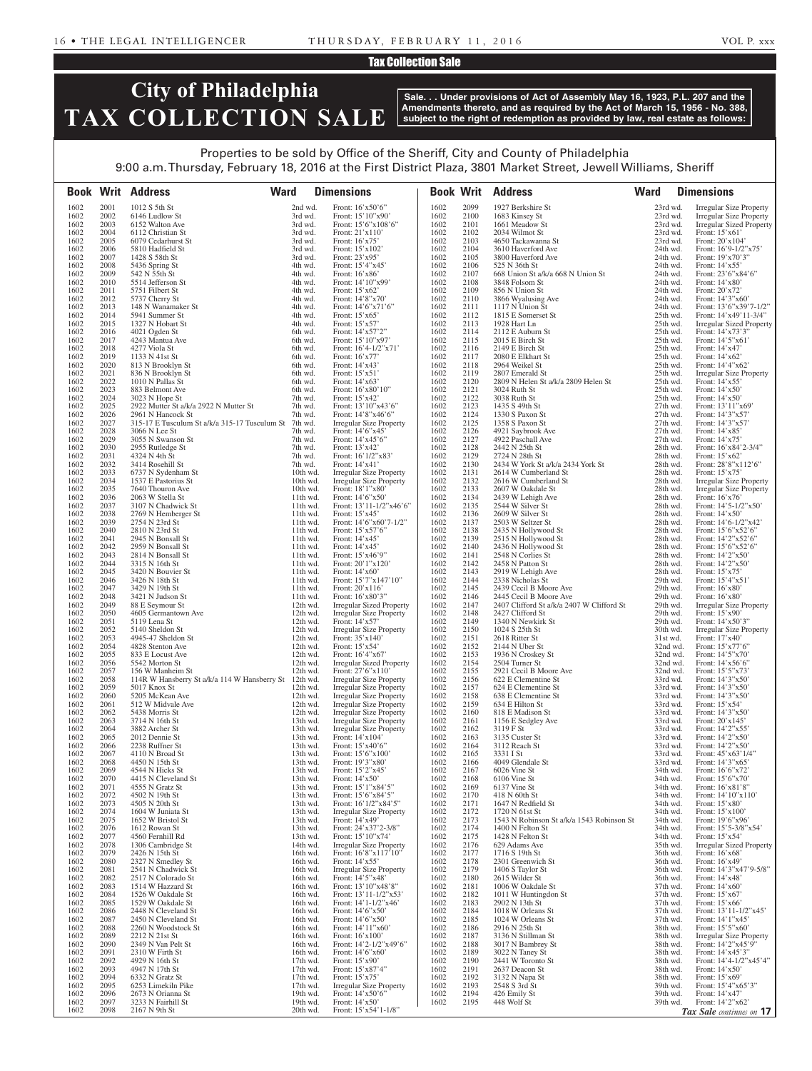## Tax Collection Sale

# City of Philadelphia TAX COLLECTION SALE

**Sale. . . Under provisions of Act of Assembly May 16, 1923, P.L. 207 and the Amendments thereto, and as required by the Act of March 15, 1956 - No. 388, subject to the right of redemption as provided by law, real estate as follows:**

Properties to be sold by Office of the Sheriff, City and County of Philadelphia
9:00 a.m. Thursday, February 18, 2016 at the First District Plaza, 3801 Market Street, Jewell Williams, Sheriff

| Book | Writ | Address | Ward | Dimensions |
|---|---|---|---|---|
| 1602 | 2001 | 1012 S 5th St | 2nd wd. | Front: 16'x50'6" |
| 1602 | 2002 | 6146 Ludlow St | 3rd wd. | Front: 15'10"x90' |
| 1602 | 2003 | 6152 Walton Ave | 3rd wd. | Front: 15'6"x108'6" |
| 1602 | 2004 | 6112 Christian St | 3rd wd. | Front: 21'x110' |
| 1602 | 2005 | 6079 Cedarhurst St | 3rd wd. | Front: 16'x75' |
| 1602 | 2006 | 5810 Hadfield St | 3rd wd. | Front: 15'x102' |
| 1602 | 2007 | 1428 S 58th St | 3rd wd. | Front: 23'x95' |
| 1602 | 2008 | 5436 Spring St | 4th wd. | Front: 15'4"x45' |
| 1602 | 2009 | 542 N 55th St | 4th wd. | Front: 16'x86' |
| 1602 | 2010 | 5514 Jefferson St | 4th wd. | Front: 14'10"x99' |
| 1602 | 2011 | 5751 Filbert St | 4th wd. | Front: 15'x62' |
| 1602 | 2012 | 5737 Cherry St | 4th wd. | Front: 14'8"x70' |
| 1602 | 2013 | 148 N Wanamaker St | 4th wd. | Front: 14'6"x71'6" |
| 1602 | 2014 | 5941 Summer St | 4th wd. | Front: 15'x65' |
| 1602 | 2015 | 1327 N Hobart St | 4th wd. | Front: 15'x57' |
| 1602 | 2016 | 4021 Ogden St | 6th wd. | Front: 14'x57'2" |
| 1602 | 2017 | 4243 Mantua Ave | 6th wd. | Front: 15'10"x97' |
| 1602 | 2018 | 4277 Viola St | 6th wd. | Front: 16'4-1/2"x71' |
| 1602 | 2019 | 1133 N 41st St | 6th wd. | Front: 16'x77' |
| 1602 | 2020 | 813 N Brooklyn St | 6th wd. | Front: 14'x43' |
| 1602 | 2021 | 836 N Brooklyn St | 6th wd. | Front: 15'x51' |
| 1602 | 2022 | 1010 N Pallas St | 6th wd. | Front: 14'x63' |
| 1602 | 2023 | 883 Belmont Ave | 6th wd. | Front: 16'x80'10" |
| 1602 | 2024 | 3023 N Hope St | 7th wd. | Front: 15'x42' |
| 1602 | 2025 | 2922 Mutter St a/k/a 2922 N Mutter St | 7th wd. | Front: 13'10"x43'6" |
| 1602 | 2026 | 2961 N Hancock St | 7th wd. | Front: 14'8"x46'6" |
| 1602 | 2027 | 315-17 E Tusculum St a/k/a 315-17 Tusculum St | 7th wd. | Irregular Size Property |
| 1602 | 2028 | 3066 N Lee St | 7th wd. | Front: 14'6"x45' |
| 1602 | 2029 | 3055 N Swanson St | 7th wd. | Front: 14'x45'6" |
| 1602 | 2030 | 2955 Rutledge St | 7th wd. | Front: 13'x42' |
| 1602 | 2031 | 4324 N 4th St | 7th wd. | Front: 16'1/2"x83' |
| 1602 | 2032 | 3414 Rosehill St | 7th wd. | Front: 14'x41' |
| 1602 | 2033 | 6737 N Sydenham St | 10th wd. | Irregular Size Property |
| 1602 | 2034 | 1537 E Pastorius St | 10th wd. | Irregular Size Property |
| 1602 | 2035 | 7640 Thouron Ave | 10th wd. | Front: 18'1"x80' |
| 1602 | 2036 | 2063 W Stella St | 11th wd. | Front: 14'6"x50' |
| 1602 | 2037 | 3107 N Chadwick St | 11th wd. | Front: 13'11-1/2"x46'6" |
| 1602 | 2038 | 2769 N Hemberger St | 11th wd. | Front: 15'x45' |
| 1602 | 2039 | 2754 N 23rd St | 11th wd. | Front: 14'6"x60'7-1/2" |
| 1602 | 2040 | 2810 N 23rd St | 11th wd. | Front: 15'x57'6" |
| 1602 | 2041 | 2945 N Bonsall St | 11th wd. | Front: 14'x45' |
| 1602 | 2042 | 2959 N Bonsall St | 11th wd. | Front: 14'x45' |
| 1602 | 2043 | 2814 N Bonsall St | 11th wd. | Front: 15'x46'9" |
| 1602 | 2044 | 3315 N 16th St | 11th wd. | Front: 20'1"x120' |
| 1602 | 2045 | 3420 N Bouvier St | 11th wd. | Front: 14'x60' |
| 1602 | 2046 | 3426 N 18th St | 11th wd. | Front: 15'7"x147'10" |
| 1602 | 2047 | 3429 N 19th St | 11th wd. | Front: 20'x116' |
| 1602 | 2048 | 3421 N Judson St | 11th wd. | Front: 16'x80'3" |
| 1602 | 2049 | 88 E Seymour St | 12th wd. | Irregular Sized Property |
| 1602 | 2050 | 4605 Germantown Ave | 12th wd. | Irregular Size Property |
| 1602 | 2051 | 5119 Lena St | 12th wd. | Front: 14'x57' |
| 1602 | 2052 | 5140 Sheldon St | 12th wd. | Irregular Size Property |
| 1602 | 2053 | 4945-47 Sheldon St | 12th wd. | Front: 35'x140' |
| 1602 | 2054 | 4828 Stenton Ave | 12th wd. | Front: 15'x54' |
| 1602 | 2055 | 833 E Locust Ave | 12th wd. | Front: 16'4"x67' |
| 1602 | 2056 | 5542 Morton St | 12th wd. | Irregular Sized Property |
| 1602 | 2057 | 156 W Manheim St | 12th wd. | Front: 27'6"x110' |
| 1602 | 2058 | 114R W Hansberry St a/k/a 114 W Hansberry St | 12th wd. | Irregular Size Property |
| 1602 | 2059 | 5017 Knox St | 12th wd. | Irregular Size Property |
| 1602 | 2060 | 5205 McKean Ave | 12th wd. | Irregular Size Property |
| 1602 | 2061 | 512 W Midvale Ave | 12th wd. | Irregular Size Property |
| 1602 | 2062 | 5438 Morris St | 12th wd. | Irregular Size Property |
| 1602 | 2063 | 3714 N 16th St | 13th wd. | Irregular Size Property |
| 1602 | 2064 | 3882 Archer St | 13th wd. | Irregular Size Property |
| 1602 | 2065 | 2012 Dennie St | 13th wd. | Front: 14'x104' |
| 1602 | 2066 | 2238 Ruffner St | 13th wd. | Front: 15'x40'6" |
| 1602 | 2067 | 4110 N Broad St | 13th wd. | Front: 15'6"x100' |
| 1602 | 2068 | 4450 N 15th St | 13th wd. | Front: 19'3"x80' |
| 1602 | 2069 | 4544 N Hicks St | 13th wd. | Front: 15'2"x45' |
| 1602 | 2070 | 4415 N Cleveland St | 13th wd. | Front: 14'x50' |
| 1602 | 2071 | 4555 N Gratz St | 13th wd. | Front: 15'1"x84'5" |
| 1602 | 2072 | 4502 N 19th St | 13th wd. | Front: 15'6"x84'5" |
| 1602 | 2073 | 4505 N 20th St | 13th wd. | Front: 16'1/2"x84'5" |
| 1602 | 2074 | 1604 W Juniata St | 13th wd. | Irregular Size Property |
| 1602 | 2075 | 1652 W Bristol St | 13th wd. | Front: 14'x49' |
| 1602 | 2076 | 1612 Rowan St | 13th wd. | Front: 24'x37'2-3/8" |
| 1602 | 2077 | 4560 Fernhill Rd | 13th wd. | Front: 15'10"x74' |
| 1602 | 2078 | 1306 Cambridge St | 14th wd. | Irregular Size Property |
| 1602 | 2079 | 2426 N 15th St | 16th wd. | Front: 16'8"x117'10" |
| 1602 | 2080 | 2327 N Smedley St | 16th wd. | Front: 14'x55' |
| 1602 | 2081 | 2541 N Chadwick St | 16th wd. | Irregular Size Property |
| 1602 | 2082 | 2517 N Colorado St | 16th wd. | Front: 14'5"x48' |
| 1602 | 2083 | 1514 W Hazzard St | 16th wd. | Front: 13'10"x48'8" |
| 1602 | 2084 | 1526 W Oakdale St | 16th wd. | Front: 13'11-1/2"x53' |
| 1602 | 2085 | 1529 W Oakdale St | 16th wd. | Front: 14'1-1/2"x46' |
| 1602 | 2086 | 2448 N Cleveland St | 16th wd. | Front: 14'6"x50' |
| 1602 | 2087 | 2450 N Cleveland St | 16th wd. | Front: 14'6"x50' |
| 1602 | 2088 | 2260 N Woodstock St | 16th wd. | Front: 14'11"x60' |
| 1602 | 2089 | 2212 N 21st St | 16th wd. | Front: 16'x100' |
| 1602 | 2090 | 2349 N Van Pelt St | 16th wd. | Front: 14'2-1/2"x49'6" |
| 1602 | 2091 | 2310 W Firth St | 16th wd. | Front: 14'6"x60' |
| 1602 | 2092 | 4929 N 16th St | 17th wd. | Front: 15'x90' |
| 1602 | 2093 | 4947 N 17th St | 17th wd. | Front: 15'x87'4" |
| 1602 | 2094 | 6332 N Gratz St | 17th wd. | Front: 15'x75' |
| 1602 | 2095 | 6253 Limekiln Pike | 17th wd. | Irregular Size Property |
| 1602 | 2096 | 2673 N Orianna St | 19th wd. | Front: 14'x50'6" |
| 1602 | 2097 | 3233 N Fairhill St | 19th wd. | Front: 14'x50' |
| 1602 | 2098 | 2167 N 9th St | 20th wd. | Front: 15'x54'1-1/8" |
| 1602 | 2099 | 1927 Berkshire St | 23rd wd. | Irregular Size Property |
| 1602 | 2100 | 1683 Kinsey St | 23rd wd. | Irregular Size Property |
| 1602 | 2101 | 1661 Meadow St | 23rd wd. | Irregular Sized Property |
| 1602 | 2102 | 2034 Wilmot St | 23rd wd. | Front: 15'x61' |
| 1602 | 2103 | 4650 Tackawanna St | 23rd wd. | Front: 20'x104' |
| 1602 | 2104 | 3610 Haverford Ave | 24th wd. | Front: 16'9-1/2"x75' |
| 1602 | 2105 | 3800 Haverford Ave | 24th wd. | Front: 19'x70'3" |
| 1602 | 2106 | 525 N 36th St | 24th wd. | Front: 14'x55' |
| 1602 | 2107 | 668 Union St a/k/a 668 N Union St | 24th wd. | Front: 23'6"x84'6" |
| 1602 | 2108 | 3848 Folsom St | 24th wd. | Front: 14'x80' |
| 1602 | 2109 | 856 N Union St | 24th wd. | Front: 20'x72' |
| 1602 | 2110 | 3866 Wyalusing Ave | 24th wd. | Front: 14'3"x60' |
| 1602 | 2111 | 1117 N Union St | 24th wd. | Front: 13'6"x39'7-1/2" |
| 1602 | 2112 | 1815 E Somerset St | 25th wd. | Front: 14'x49'11-3/4" |
| 1602 | 2113 | 1928 Hart Ln | 25th wd. | Irregular Sized Property |
| 1602 | 2114 | 2112 E Auburn St | 25th wd. | Front: 14'x73'3" |
| 1602 | 2115 | 2015 E Birch St | 25th wd. | Front: 14'5"x61' |
| 1602 | 2116 | 2149 E Birch St | 25th wd. | Front: 14'x47' |
| 1602 | 2117 | 2080 E Elkhart St | 25th wd. | Front: 14'x62' |
| 1602 | 2118 | 2964 Weikel St | 25th wd. | Front: 14'4"x62' |
| 1602 | 2119 | 2807 Emerald St | 25th wd. | Irregular Size Property |
| 1602 | 2120 | 2809 N Helen St a/k/a 2809 Helen St | 25th wd. | Front: 14'x55' |
| 1602 | 2121 | 3024 Ruth St | 25th wd. | Front: 14'x50' |
| 1602 | 2122 | 3038 Ruth St | 25th wd. | Front: 14'x50' |
| 1602 | 2123 | 1435 S 49th St | 27th wd. | Front: 13'11"x69' |
| 1602 | 2124 | 1330 S Paxon St | 27th wd. | Front: 14'3"x57' |
| 1602 | 2125 | 1358 S Paxon St | 27th wd. | Front: 14'3"x57' |
| 1602 | 2126 | 4921 Saybrook Ave | 27th wd. | Front: 14'x85' |
| 1602 | 2127 | 4922 Paschall Ave | 27th wd. | Front: 14'x75' |
| 1602 | 2128 | 2442 N 25th St | 28th wd. | Front: 16'x84'2-3/4" |
| 1602 | 2129 | 2724 N 28th St | 28th wd. | Front: 15'x62' |
| 1602 | 2130 | 2434 W York St a/k/a 2434 York St | 28th wd. | Front: 28'8"x112'6" |
| 1602 | 2131 | 2614 W Cumberland St | 28th wd. | Front: 15'x75' |
| 1602 | 2132 | 2616 W Cumberland St | 28th wd. | Irregular Size Property |
| 1602 | 2133 | 2607 W Oakdale St | 28th wd. | Irregular Size Property |
| 1602 | 2134 | 2439 W Lehigh Ave | 28th wd. | Front: 16'x76' |
| 1602 | 2135 | 2544 W Silver St | 28th wd. | Front: 14'5-1/2"x50' |
| 1602 | 2136 | 2609 W Silver St | 28th wd. | Front: 14'x50' |
| 1602 | 2137 | 2503 W Seltzer St | 28th wd. | Front: 14'6-1/2"x42' |
| 1602 | 2138 | 2435 N Hollywood St | 28th wd. | Front: 15'6"x52'6" |
| 1602 | 2139 | 2515 N Hollywood St | 28th wd. | Front: 14'2"x52'6" |
| 1602 | 2140 | 2436 N Hollywood St | 28th wd. | Front: 15'6"x52'6" |
| 1602 | 2141 | 2548 N Corlies St | 28th wd. | Front: 14'2"x50' |
| 1602 | 2142 | 2458 N Patton St | 28th wd. | Front: 14'2"x50' |
| 1602 | 2143 | 2919 W Lehigh Ave | 28th wd. | Front: 15'x75' |
| 1602 | 2144 | 2338 Nicholas St | 29th wd. | Front: 15'4"x51' |
| 1602 | 2145 | 2439 Cecil B Moore Ave | 29th wd. | Front: 16'x80' |
| 1602 | 2146 | 2445 Cecil B Moore Ave | 29th wd. | Front: 16'x80' |
| 1602 | 2147 | 2407 Clifford St a/k/a 2407 W Clifford St | 29th wd. | Irregular Size Property |
| 1602 | 2148 | 2427 Clifford St | 29th wd. | Front: 15'x90' |
| 1602 | 2149 | 1340 N Newkirk St | 29th wd. | Front: 14'x50'3" |
| 1602 | 2150 | 1024 S 25th St | 30th wd. | Irregular Size Property |
| 1602 | 2151 | 2618 Ritter St | 31st wd. | Front: 17'x40' |
| 1602 | 2152 | 2144 N Uber St | 32nd wd. | Front: 15'x77'6" |
| 1602 | 2153 | 1936 N Croskey St | 32nd wd. | Front: 14'5"x70' |
| 1602 | 2154 | 2504 Turner St | 32nd wd. | Front: 14'x56'6" |
| 1602 | 2155 | 2921 Cecil B Moore Ave | 32nd wd. | Front: 15'5"x73' |
| 1602 | 2156 | 622 E Clementine St | 33rd wd. | Front: 14'3"x50' |
| 1602 | 2157 | 624 E Clementine St | 33rd wd. | Front: 14'3"x50' |
| 1602 | 2158 | 638 E Clementine St | 33rd wd. | Front: 14'3"x50' |
| 1602 | 2159 | 634 E Hilton St | 33rd wd. | Front: 15'x54' |
| 1602 | 2160 | 818 E Madison St | 33rd wd. | Front: 14'3"x50' |
| 1602 | 2161 | 1156 E Sedgley Ave | 33rd wd. | Front: 20'x145' |
| 1602 | 2162 | 3119 F St | 33rd wd. | Front: 14'2"x55' |
| 1602 | 2163 | 3135 Custer St | 33rd wd. | Front: 14'2"x50' |
| 1602 | 2164 | 3112 Reach St | 33rd wd. | Front: 14'2"x50' |
| 1602 | 2165 | 3331 I St | 33rd wd. | Front: 45'x63'1/4" |
| 1602 | 2166 | 4049 Glendale St | 33rd wd. | Front: 14'3"x65' |
| 1602 | 2167 | 6026 Vine St | 34th wd. | Front: 16'6"x72' |
| 1602 | 2168 | 6106 Vine St | 34th wd. | Front: 15'6"x70' |
| 1602 | 2169 | 6137 Vine St | 34th wd. | Front: 16'x81'8" |
| 1602 | 2170 | 418 N 60th St | 34th wd. | Front: 14'10"x110' |
| 1602 | 2171 | 1647 N Redfield St | 34th wd. | Front: 15'x80' |
| 1602 | 2172 | 1720 N 61st St | 34th wd. | Front: 15'x100' |
| 1602 | 2173 | 1543 N Robinson St a/k/a 1543 Robinson St | 34th wd. | Front: 19'6"x96' |
| 1602 | 2174 | 1400 N Felton St | 34th wd. | Front: 15'5-3/8"x54' |
| 1602 | 2175 | 1428 N Felton St | 34th wd. | Front: 15'x54' |
| 1602 | 2176 | 629 Adams Ave | 35th wd. | Irregular Sized Property |
| 1602 | 2177 | 1716 S 19th St | 36th wd. | Front: 16'x68' |
| 1602 | 2178 | 2301 Greenwich St | 36th wd. | Front: 16'x49' |
| 1602 | 2179 | 1406 S Taylor St | 36th wd. | Front: 14'3"x47'9-5/8" |
| 1602 | 2180 | 2615 Wilder St | 36th wd. | Front: 14'x48' |
| 1602 | 2181 | 1006 W Oakdale St | 37th wd. | Front: 14'x60' |
| 1602 | 2182 | 1011 W Huntingdon St | 37th wd. | Front: 15'x67' |
| 1602 | 2183 | 2902 N 13th St | 37th wd. | Front: 15'x66' |
| 1602 | 2184 | 1018 W Orleans St | 37th wd. | Front: 13'11-1/2"x45' |
| 1602 | 2185 | 1024 W Orleans St | 37th wd. | Front: 14'1"x45' |
| 1602 | 2186 | 2916 N 25th St | 38th wd. | Front: 15'5"x60' |
| 1602 | 2187 | 3136 N Stillman St | 38th wd. | Irregular Size Property |
| 1602 | 2188 | 3017 N Bambrey St | 38th wd. | Front: 14'2"x45'9" |
| 1602 | 2189 | 3022 N Taney St | 38th wd. | Front: 14'x45'3" |
| 1602 | 2190 | 2441 W Toronto St | 38th wd. | Front: 14'4-1/2"x45'4" |
| 1602 | 2191 | 2637 Deacon St | 38th wd. | Front: 14'x50' |
| 1602 | 2192 | 3132 N Napa St | 38th wd. | Front: 15'x69' |
| 1602 | 2193 | 2548 S 3rd St | 39th wd. | Front: 15'4"x65'3" |
| 1602 | 2194 | 426 Emily St | 39th wd. | Front: 14'x47' |
| 1602 | 2195 | 448 Wolf St | 39th wd. | Front: 14'2"x62' |

*Tax Sale continues on* **17**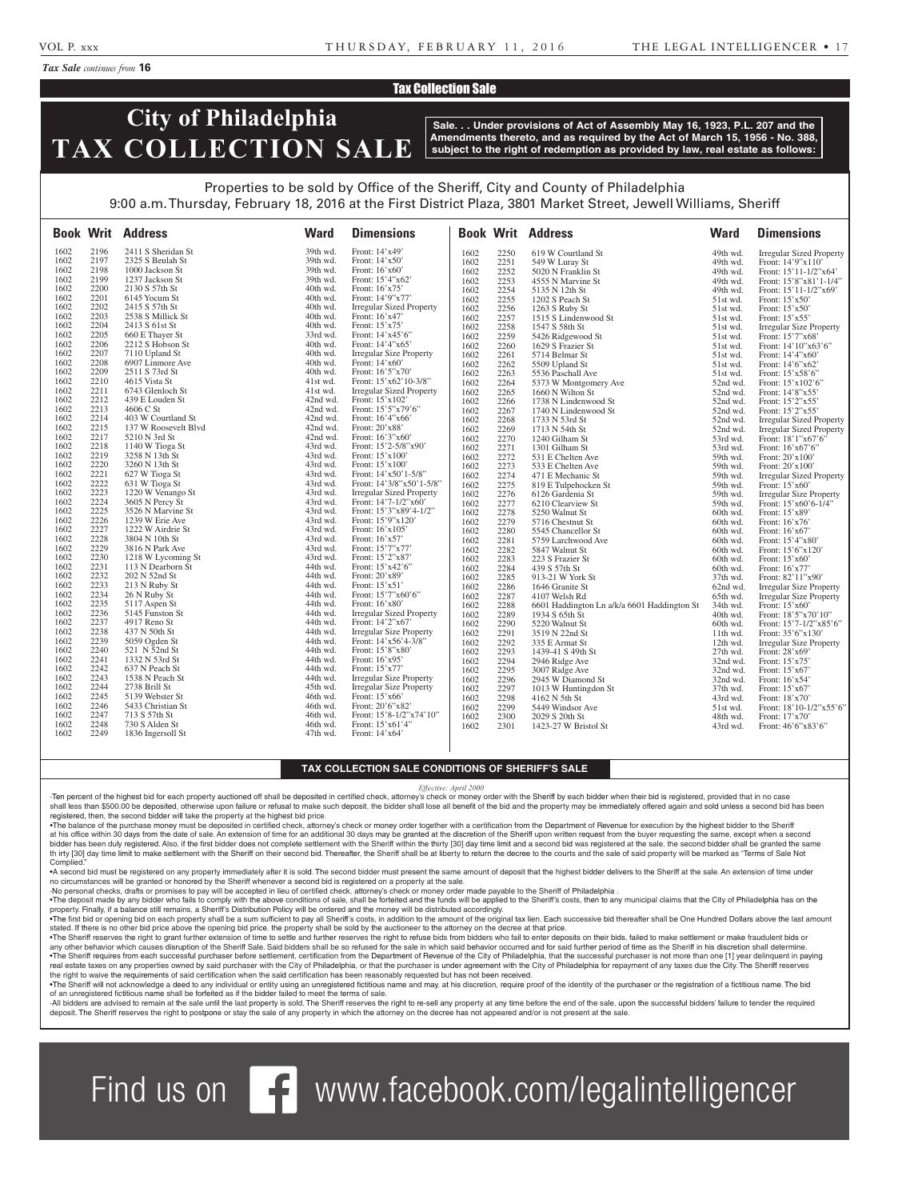*Tax Sale continues from* **16**

Tax Collection Sale

# City of Philadelphia TAX COLLECTION SALE

**Sale. . . Under provisions of Act of Assembly May 16, 1923, P.L. 207 and the Amendments thereto, and as required by the Act of March 15, 1956 - No. 388, subject to the right of redemption as provided by law, real estate as follows:**

Properties to be sold by Office of the Sheriff, City and County of Philadelphia
9:00 a.m. Thursday, February 18, 2016 at the First District Plaza, 3801 Market Street, Jewell Williams, Sheriff

| Book | Writ | Address | Ward | Dimensions |
|---|---|---|---|---|
| 1602 | 2196 | 2411 S Sheridan St | 39th wd. | Front: 14'x49' |
| 1602 | 2197 | 2325 S Beulah St | 39th wd. | Front: 14'x50' |
| 1602 | 2198 | 1000 Jackson St | 39th wd. | Front: 16'x60' |
| 1602 | 2199 | 1237 Jackson St | 39th wd. | Front: 15'4"x62' |
| 1602 | 2200 | 2130 S 57th St | 40th wd. | Front: 16'x75' |
| 1602 | 2201 | 6145 Yocum St | 40th wd. | Front: 14'9"x77' |
| 1602 | 2202 | 2415 S 57th St | 40th wd. | Irregular Sized Property |
| 1602 | 2203 | 2538 S Millick St | 40th wd. | Front: 16'x47' |
| 1602 | 2204 | 2413 S 61st St | 40th wd. | Front: 15'x75' |
| 1602 | 2205 | 660 E Thayer St | 33rd wd. | Front: 14'x45'6" |
| 1602 | 2206 | 2212 S Hobson St | 40th wd. | Front: 14'4"x65' |
| 1602 | 2207 | 7110 Upland St | 40th wd. | Irregular Size Property |
| 1602 | 2208 | 6907 Linmore Ave | 40th wd. | Front: 14'x60' |
| 1602 | 2209 | 2511 S 73rd St | 40th wd. | Front: 16'5"x70' |
| 1602 | 2210 | 4615 Vista St | 41st wd. | Front: 15'x62'10-3/8" |
| 1602 | 2211 | 6743 Glenloch St | 41st wd. | Irregular Sized Property |
| 1602 | 2212 | 439 E Louden St | 42nd wd. | Front: 15'x102' |
| 1602 | 2213 | 4606 C St | 42nd wd. | Front: 15'5"x79'6" |
| 1602 | 2214 | 403 W Courtland St | 42nd wd. | Front: 16'4"x66' |
| 1602 | 2215 | 137 W Roosevelt Blvd | 42nd wd. | Front: 20'x88' |
| 1602 | 2217 | 5210 N 3rd St | 42nd wd. | Front: 16'3"x60' |
| 1602 | 2218 | 1140 W Tioga St | 43rd wd. | Front: 15'2-5/8"x90' |
| 1602 | 2219 | 3258 N 13th St | 43rd wd. | Front: 15'x100' |
| 1602 | 2220 | 3260 N 13th St | 43rd wd. | Front: 15'x100' |
| 1602 | 2221 | 627 W Tioga St | 43rd wd. | Front: 14'x50'1-5/8" |
| 1602 | 2222 | 631 W Tioga St | 43rd wd. | Front: 14'3/8"x50'1-5/8" |
| 1602 | 2223 | 1220 W Venango St | 43rd wd. | Irregular Sized Property |
| 1602 | 2224 | 3605 N Percy St | 43rd wd. | Front: 14'7-1/2"x60' |
| 1602 | 2225 | 3526 N Marvine St | 43rd wd. | Front: 15'3"x89'4-1/2" |
| 1602 | 2226 | 1239 W Erie Ave | 43rd wd. | Front: 15'9"x120' |
| 1602 | 2227 | 1222 W Airdrie St | 43rd wd. | Front: 16'x105' |
| 1602 | 2228 | 3804 N 10th St | 43rd wd. | Front: 16'x57' |
| 1602 | 2229 | 3816 N Park Ave | 43rd wd. | Front: 15'7"x77' |
| 1602 | 2230 | 1218 W Lycoming St | 43rd wd. | Front: 15'2"x87' |
| 1602 | 2231 | 113 N Dearborn St | 44th wd. | Front: 15'x42'6" |
| 1602 | 2232 | 202 N 52nd St | 44th wd. | Front: 20'x89' |
| 1602 | 2233 | 213 N Ruby St | 44th wd. | Front: 15'x51' |
| 1602 | 2234 | 26 N Ruby St | 44th wd. | Front: 15'7"x60'6" |
| 1602 | 2235 | 5117 Aspen St | 44th wd. | Front: 16'x80' |
| 1602 | 2236 | 5145 Funston St | 44th wd. | Irregular Sized Property |
| 1602 | 2237 | 4917 Reno St | 44th wd. | Front: 14'2"x67' |
| 1602 | 2238 | 437 N 50th St | 44th wd. | Irregular Size Property |
| 1602 | 2239 | 5059 Ogden St | 44th wd. | Front: 14'x56'4-3/8" |
| 1602 | 2240 | 521 N 52nd St | 44th wd. | Front: 15'8"x80' |
| 1602 | 2241 | 1332 N 53rd St | 44th wd. | Front: 16'x95' |
| 1602 | 2242 | 637 N Peach St | 44th wd. | Front: 15'x77' |
| 1602 | 2243 | 1538 N Peach St | 44th wd. | Irregular Size Property |
| 1602 | 2244 | 2738 Brill St | 45th wd. | Irregular Size Property |
| 1602 | 2245 | 5139 Webster St | 46th wd. | Front: 15'x66' |
| 1602 | 2246 | 5433 Christian St | 46th wd. | Front: 20'6"x82' |
| 1602 | 2247 | 713 S 57th St | 46th wd. | Front: 15'8-1/2"x74'10" |
| 1602 | 2248 | 730 S Alden St | 46th wd. | Front: 15'x61'4" |
| 1602 | 2249 | 1836 Ingersoll St | 47th wd. | Front: 14'x64' |
| 1602 | 2250 | 619 W Courtland St | 49th wd. | Irregular Sized Property |
| 1602 | 2251 | 549 W Luray St | 49th wd. | Front: 14'9"x110' |
| 1602 | 2252 | 5020 N Franklin St | 49th wd. | Front: 15'11-1/2"x64' |
| 1602 | 2253 | 4555 N Marvine St | 49th wd. | Front: 15'8"x81'1-1/4" |
| 1602 | 2254 | 5135 N 12th St | 49th wd. | Front: 15'11-1/2"x69' |
| 1602 | 2255 | 1202 S Peach St | 51st wd. | Front: 15'x50' |
| 1602 | 2256 | 1263 S Ruby St | 51st wd. | Front: 15'x50' |
| 1602 | 2257 | 1515 S Lindenwood St | 51st wd. | Front: 15'x55' |
| 1602 | 2258 | 1547 S 58th St | 51st wd. | Irregular Size Property |
| 1602 | 2259 | 5426 Ridgewood St | 51st wd. | Front: 15'7"x68' |
| 1602 | 2260 | 1629 S Frazier St | 51st wd. | Front: 14'10"x63'6" |
| 1602 | 2261 | 5714 Belmar St | 51st wd. | Front: 14'4"x60' |
| 1602 | 2262 | 5509 Upland St | 51st wd. | Front: 14'6"x62' |
| 1602 | 2263 | 5536 Paschall Ave | 51st wd. | Front: 15'x58'6" |
| 1602 | 2264 | 5373 W Montgomery Ave | 52nd wd. | Front: 15'x102'6" |
| 1602 | 2265 | 1660 N Wilton St | 52nd wd. | Front: 14'8"x55' |
| 1602 | 2266 | 1738 N Lindenwood St | 52nd wd. | Front: 15'2"x55' |
| 1602 | 2267 | 1740 N Lindenwood St | 52nd wd. | Front: 15'2"x55' |
| 1602 | 2268 | 1733 N 53rd St | 52nd wd. | Irregular Sized Property |
| 1602 | 2269 | 1713 N 54th St | 52nd wd. | Irregular Sized Property |
| 1602 | 2270 | 1240 Gilham St | 53rd wd. | Front: 18'1"x67'6" |
| 1602 | 2271 | 1301 Gilham St | 53rd wd. | Front: 16'x67'6" |
| 1602 | 2272 | 531 E Chelten Ave | 59th wd. | Front: 20'x100' |
| 1602 | 2273 | 533 E Chelten Ave | 59th wd. | Front: 20'x100' |
| 1602 | 2274 | 471 E Mechanic St | 59th wd. | Irregular Sized Property |
| 1602 | 2275 | 819 E Tulpehocken St | 59th wd. | Front: 15'x60' |
| 1602 | 2276 | 6126 Gardenia St | 59th wd. | Irregular Size Property |
| 1602 | 2277 | 6210 Clearview St | 59th wd. | Front: 15'x60'6-1/4" |
| 1602 | 2278 | 5250 Walnut St | 60th wd. | Front: 15'x89' |
| 1602 | 2279 | 5716 Chestnut St | 60th wd. | Front: 16'x76' |
| 1602 | 2280 | 5545 Chancellor St | 60th wd. | Front: 16'x67' |
| 1602 | 2281 | 5759 Larchwood Ave | 60th wd. | Front: 15'4"x80' |
| 1602 | 2282 | 5847 Walnut St | 60th wd. | Front: 15'6"x120' |
| 1602 | 2283 | 223 S Frazier St | 60th wd. | Front: 15'x60' |
| 1602 | 2284 | 439 S 57th St | 60th wd. | Front: 16'x77' |
| 1602 | 2285 | 913-21 W York St | 37th wd. | Front: 82'11"x90' |
| 1602 | 2286 | 1646 Granite St | 62nd wd. | Irregular Size Property |
| 1602 | 2287 | 4107 Welsh Rd | 65th wd. | Irregular Size Property |
| 1602 | 2288 | 6601 Haddington Ln a/k/a 6601 Haddington St | 34th wd. | Front: 15'x60' |
| 1602 | 2289 | 1934 S 65th St | 40th wd. | Front: 18'5"x70'10" |
| 1602 | 2290 | 5220 Walnut St | 60th wd. | Front: 15'7-1/2"x85'6" |
| 1602 | 2291 | 3519 N 22nd St | 11th wd. | Front: 35'6"x130' |
| 1602 | 2292 | 335 E Armat St | 12th wd. | Irregular Size Property |
| 1602 | 2293 | 1439-41 S 49th St | 27th wd. | Front: 28'x69' |
| 1602 | 2294 | 2946 Ridge Ave | 32nd wd. | Front: 15'x75' |
| 1602 | 2295 | 3007 Ridge Ave | 32nd wd. | Front: 15'x67' |
| 1602 | 2296 | 2945 W Diamond St | 32nd wd. | Front: 16'x54' |
| 1602 | 2297 | 1013 W Huntingdon St | 37th wd. | Front: 15'x67' |
| 1602 | 2298 | 4162 N 5th St | 43rd wd. | Front: 18'x70' |
| 1602 | 2299 | 5449 Windsor Ave | 51st wd. | Front: 18'10-1/2"x55'6" |
| 1602 | 2300 | 2029 S 20th St | 48th wd. | Front: 17'x70' |
| 1602 | 2301 | 1423-27 W Bristol St | 43rd wd. | Front: 46'6"x83'6" |

## TAX COLLECTION SALE CONDITIONS OF SHERIFF'S SALE

*Effective: April 2000*

·Ten percent of the highest bid for each property auctioned off shall be deposited in certified check, attorney's check or money order with the Sheriff by each bidder when their bid is registered, provided that in no case shall less than $500.00 be deposited, otherwise upon failure or refusal to make such deposit, the bidder shall lose all benefit of the bid and the property may be immediately offered again and sold unless a second bid has been registered, then, the second bidder will take the property at the highest bid price.

•The balance of the purchase money must be deposited in certified check, attorney's check or money order together with a certification from the Department of Revenue for execution by the highest bidder to the Sheriff at his office within 30 days from the date of sale. An extension of time for an additional 30 days may be granted at the discretion of the Sheriff upon written request from the buyer requesting the same, except when a second bidder has been duly registered. Also, if the first bidder does not complete settlement with the Sheriff within the thirty [30] day time limit and a second bid was registered at the sale, the second bidder shall be granted the same th irty [30] day time limit to make settlement with the Sheriff on their second bid. Thereafter, the Sheriff shall be at liberty to return the decree to the courts and the sale of said property will be marked as "Terms of Sale Not Complied."

•A second bid must be registered on any property immediately after it is sold. The second bidder must present the same amount of deposit that the highest bidder delivers to the Sheriff at the sale. An extension of time under no circumstances will be granted or honored by the Sheriff whenever a second bid is registered on a property at the sale.

·No personal checks, drafts or promises to pay will be accepted in lieu of certified check, attorney's check or money order made payable to the Sheriff of Philadelphia .

•The deposit made by any bidder who fails to comply with the above conditions of sale, shall be forteited and the funds will be applied to the Sheriff's costs, then to any municipal claims that the City of Philadelphia has on the property. Finally, if a balance still remains, a Sheriff's Distribution Policy will be ordered and the money will be distributed accordingly.

•The first bid or opening bid on each property shall be a sum sufficient to pay all Sheriff's costs, in addition to the amount of the original tax lien. Each successive bid thereafter shall be One Hundred Dollars above the last amount stated. If there is no other bid price above the opening bid price, the property shall be sold by the auctioneer to the attorney on the decree at that price.

•The Sheriff reserves the right to grant further extension of time to settle and further reserves the right to refuse bids from bidders who fail to enter deposits on their bids, failed to make settlement or make fraudulent bids or any other behavior which causes disruption of the Sheriff Sale. Said bidders shall be so refused for the sale in which said behavior occurred and for said further period of time as the Sheriff in his discretion shall determine.

•The Sheriff requires from each successful purchaser before settlement, certification from the Department of Revenue of the City of Philadelphia, that the successful purchaser is not more than one [1] year delinquent in paying real estate taxes on any properties owned by said purchaser with the City of Philadelphia, or that the purchaser is under agreement with the City of Philadelphia for repayment of any taxes due the City. The Sheriff reserves the right to waive the requirements of said certification when the said certification has been reasonably requested but has not been received.

•The Sheriff will not acknowledge a deed to any individual or entity using an unregistered fictitious name and may, at his discretion, require proof of the identity of the purchaser or the registration of a fictitious name. The bid of an unregistered fictitious name shall be forfeited as if the bidder failed to meet the terms of sale.

·All bidders are advised to remain at the sale until the last property is sold. The Sheriff reserves the right to re-sell any property at any time before the end of the sale, upon the successful bidders' failure to tender the required deposit. The Sheriff reserves the right to postpone or stay the sale of any property in which the attorney on the decree has not appeared and/or is not present at the sale.

Find us on www.facebook.com/legalintelligencer